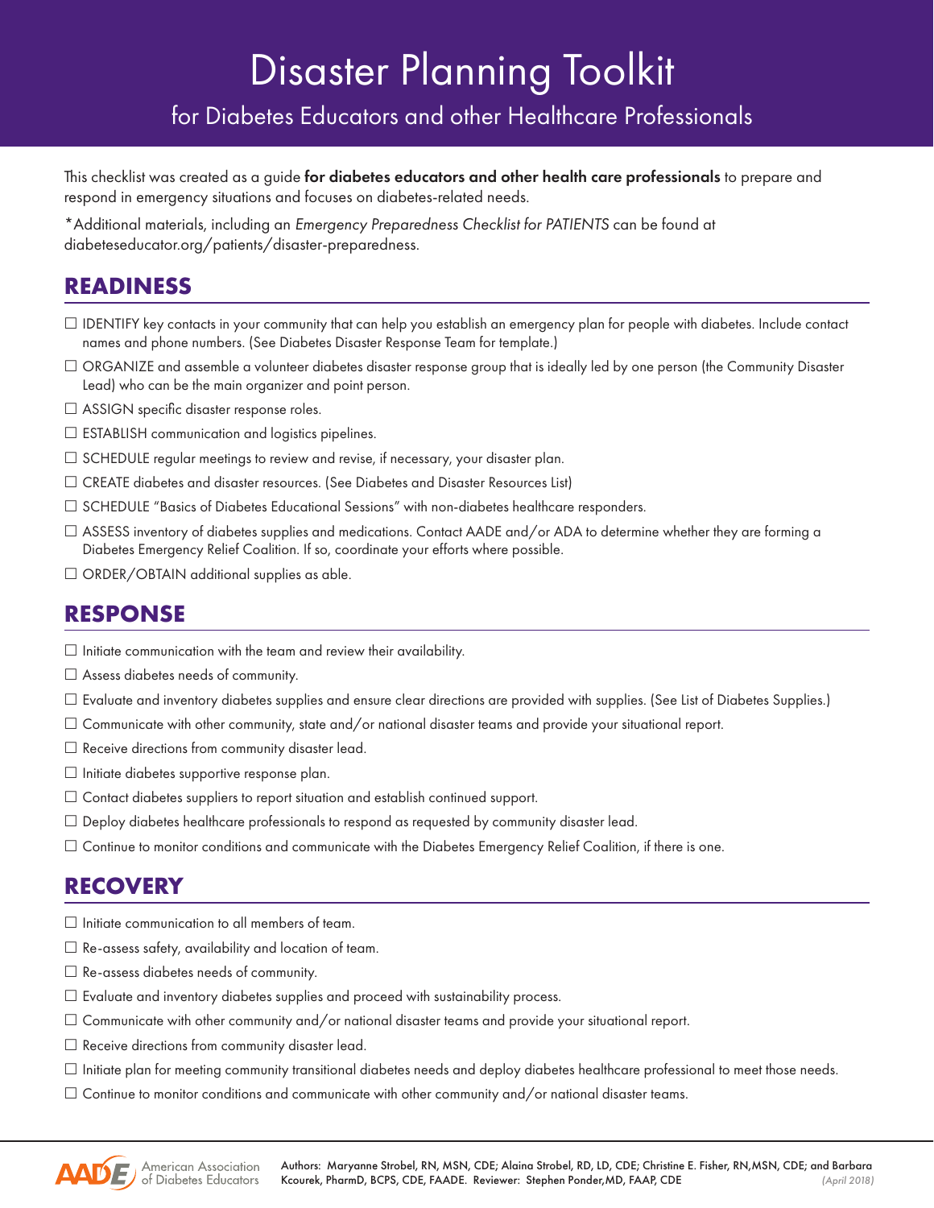# Disaster Planning Toolkit

## for Diabetes Educators and other Healthcare Professionals

This checklist was created as a guide **for diabetes educators and other health care professionals** to prepare and respond in emergency situations and focuses on diabetes-related needs.

*Additional materials, including an *Emergency Preparedness Checklist for PATIENTS* can be found at diabeteseducator.org/patients/disaster-preparedness.

## READINESS

- ☐ IDENTIFY key contacts in your community that can help you establish an emergency plan for people with diabetes. Include contact names and phone numbers. (See Diabetes Disaster Response Team for template.)
- ☐ ORGANIZE and assemble a volunteer diabetes disaster response group that is ideally led by one person (the Community Disaster Lead) who can be the main organizer and point person.
- ☐ ASSIGN specific disaster response roles.
- ☐ ESTABLISH communication and logistics pipelines.
- ☐ SCHEDULE regular meetings to review and revise, if necessary, your disaster plan.
- ☐ CREATE diabetes and disaster resources. (See Diabetes and Disaster Resources List)
- ☐ SCHEDULE "Basics of Diabetes Educational Sessions" with non-diabetes healthcare responders.
- ☐ ASSESS inventory of diabetes supplies and medications. Contact AADE and/or ADA to determine whether they are forming a Diabetes Emergency Relief Coalition. If so, coordinate your efforts where possible.
- ☐ ORDER/OBTAIN additional supplies as able.

## RESPONSE

- ☐ Initiate communication with the team and review their availability.
- ☐ Assess diabetes needs of community.
- ☐ Evaluate and inventory diabetes supplies and ensure clear directions are provided with supplies. (See List of Diabetes Supplies.)
- ☐ Communicate with other community, state and/or national disaster teams and provide your situational report.
- ☐ Receive directions from community disaster lead.
- ☐ Initiate diabetes supportive response plan.
- ☐ Contact diabetes suppliers to report situation and establish continued support.
- ☐ Deploy diabetes healthcare professionals to respond as requested by community disaster lead.
- ☐ Continue to monitor conditions and communicate with the Diabetes Emergency Relief Coalition, if there is one.

## RECOVERY

- ☐ Initiate communication to all members of team.
- ☐ Re-assess safety, availability and location of team.
- ☐ Re-assess diabetes needs of community.
- ☐ Evaluate and inventory diabetes supplies and proceed with sustainability process.
- ☐ Communicate with other community and/or national disaster teams and provide your situational report.
- ☐ Receive directions from community disaster lead.
- ☐ Initiate plan for meeting community transitional diabetes needs and deploy diabetes healthcare professional to meet those needs.
- ☐ Continue to monitor conditions and communicate with other community and/or national disaster teams.

AADE American Association of Diabetes Educators

Authors: Maryanne Strobel, RN, MSN, CDE; Alaina Strobel, RD, LD, CDE; Christine E. Fisher, RN,MSN, CDE; and Barbara Kcourek, PharmD, BCPS, CDE, FAADE. Reviewer: Stephen Ponder,MD, FAAP, CDE *(April 2018)*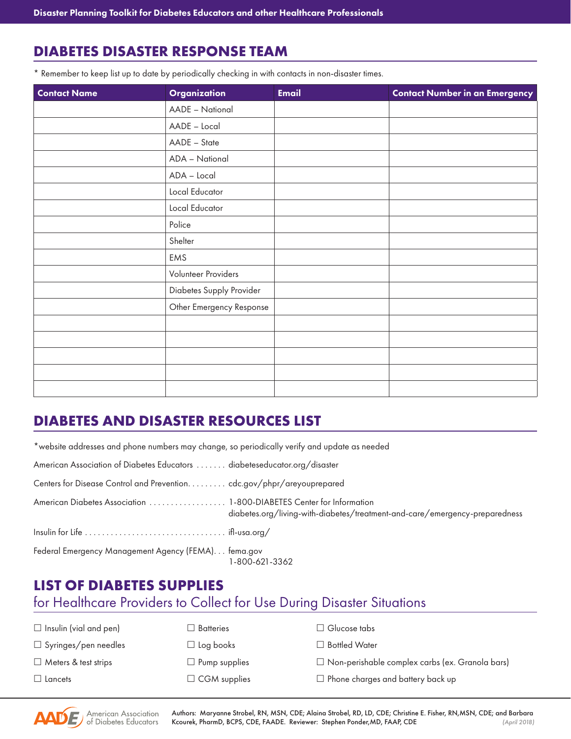## DIABETES DISASTER RESPONSE TEAM

\* Remember to keep list up to date by periodically checking in with contacts in non-disaster times.

| Contact Name | Organization | Email | Contact Number in an Emergency |
|---|---|---|---|
| | AADE – National | | |
| | AADE – Local | | |
| | AADE – State | | |
| | ADA – National | | |
| | ADA – Local | | |
| | Local Educator | | |
| | Local Educator | | |
| | Police | | |
| | Shelter | | |
| | EMS | | |
| | Volunteer Providers | | |
| | Diabetes Supply Provider | | |
| | Other Emergency Response | | |
| | | | |
| | | | |
| | | | |
| | | | |
| | | | |

## DIABETES AND DISASTER RESOURCES LIST

*website addresses and phone numbers may change, so periodically verify and update as needed

American Association of Diabetes Educators ....... diabeteseducator.org/disaster

Centers for Disease Control and Prevention......... cdc.gov/phpr/areyouprepared

American Diabetes Association .................. 1-800-DIABETES Center for Information
diabetes.org/living-with-diabetes/treatment-and-care/emergency-preparedness

Insulin for Life ................................. ifl-usa.org/

Federal Emergency Management Agency (FEMA)... fema.gov
1-800-621-3362

## LIST OF DIABETES SUPPLIES
### for Healthcare Providers to Collect for Use During Disaster Situations

- ☐ Insulin (vial and pen)
- ☐ Syringes/pen needles
- ☐ Meters & test strips
- ☐ Lancets
- ☐ Batteries
- ☐ Log books
- ☐ Pump supplies
- ☐ CGM supplies
- ☐ Glucose tabs
- ☐ Bottled Water
- ☐ Non-perishable complex carbs (ex. Granola bars)
- ☐ Phone charges and battery back up

American Association of Diabetes Educators

Authors: Maryanne Strobel, RN, MSN, CDE; Alaina Strobel, RD, LD, CDE; Christine E. Fisher, RN,MSN, CDE; and Barbara Kcourek, PharmD, BCPS, CDE, FAADE. Reviewer: Stephen Ponder,MD, FAAP, CDE *(April 2018)*